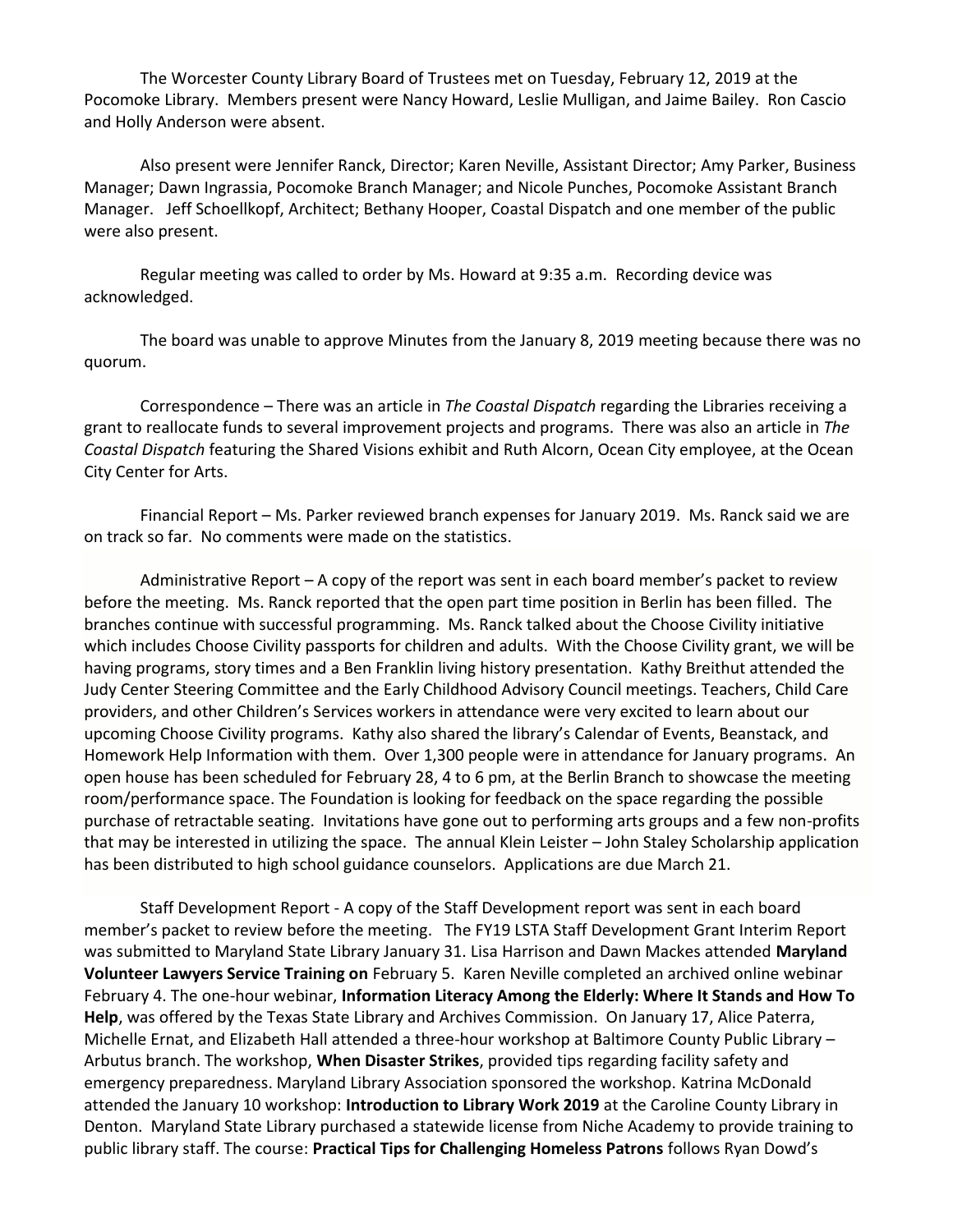The Worcester County Library Board of Trustees met on Tuesday, February 12, 2019 at the Pocomoke Library. Members present were Nancy Howard, Leslie Mulligan, and Jaime Bailey. Ron Cascio and Holly Anderson were absent.

Also present were Jennifer Ranck, Director; Karen Neville, Assistant Director; Amy Parker, Business Manager; Dawn Ingrassia, Pocomoke Branch Manager; and Nicole Punches, Pocomoke Assistant Branch Manager. Jeff Schoellkopf, Architect; Bethany Hooper, Coastal Dispatch and one member of the public were also present.

Regular meeting was called to order by Ms. Howard at 9:35 a.m. Recording device was acknowledged.

The board was unable to approve Minutes from the January 8, 2019 meeting because there was no quorum.

Correspondence – There was an article in *The Coastal Dispatch* regarding the Libraries receiving a grant to reallocate funds to several improvement projects and programs. There was also an article in *The Coastal Dispatch* featuring the Shared Visions exhibit and Ruth Alcorn, Ocean City employee, at the Ocean City Center for Arts.

Financial Report – Ms. Parker reviewed branch expenses for January 2019. Ms. Ranck said we are on track so far. No comments were made on the statistics.

Administrative Report – A copy of the report was sent in each board member's packet to review before the meeting. Ms. Ranck reported that the open part time position in Berlin has been filled. The branches continue with successful programming. Ms. Ranck talked about the Choose Civility initiative which includes Choose Civility passports for children and adults. With the Choose Civility grant, we will be having programs, story times and a Ben Franklin living history presentation. Kathy Breithut attended the Judy Center Steering Committee and the Early Childhood Advisory Council meetings. Teachers, Child Care providers, and other Children's Services workers in attendance were very excited to learn about our upcoming Choose Civility programs. Kathy also shared the library's Calendar of Events, Beanstack, and Homework Help Information with them. Over 1,300 people were in attendance for January programs. An open house has been scheduled for February 28, 4 to 6 pm, at the Berlin Branch to showcase the meeting room/performance space. The Foundation is looking for feedback on the space regarding the possible purchase of retractable seating. Invitations have gone out to performing arts groups and a few non-profits that may be interested in utilizing the space. The annual Klein Leister – John Staley Scholarship application has been distributed to high school guidance counselors. Applications are due March 21.

Staff Development Report - A copy of the Staff Development report was sent in each board member's packet to review before the meeting. The FY19 LSTA Staff Development Grant Interim Report was submitted to Maryland State Library January 31. Lisa Harrison and Dawn Mackes attended **Maryland Volunteer Lawyers Service Training on** February 5. Karen Neville completed an archived online webinar February 4. The one-hour webinar, **Information Literacy Among the Elderly: Where It Stands and How To Help**, was offered by the Texas State Library and Archives Commission. On January 17, Alice Paterra, Michelle Ernat, and Elizabeth Hall attended a three-hour workshop at Baltimore County Public Library – Arbutus branch. The workshop, **When Disaster Strikes**, provided tips regarding facility safety and emergency preparedness. Maryland Library Association sponsored the workshop. Katrina McDonald attended the January 10 workshop: **Introduction to Library Work 2019** at the Caroline County Library in Denton. Maryland State Library purchased a statewide license from Niche Academy to provide training to public library staff. The course: **Practical Tips for Challenging Homeless Patrons** follows Ryan Dowd's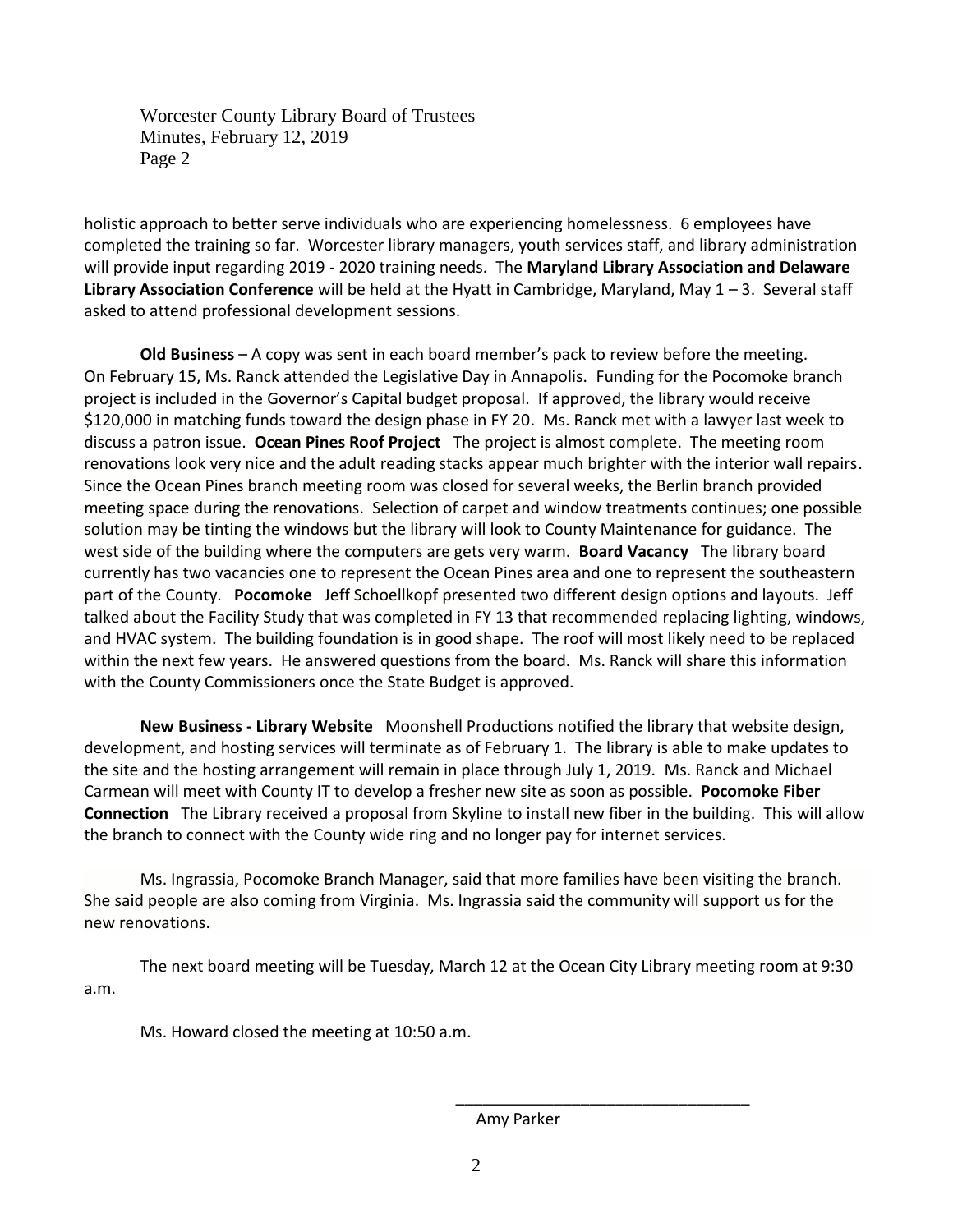holistic approach to better serve individuals who are experiencing homelessness. 6 employees have completed the training so far. Worcester library managers, youth services staff, and library administration will provide input regarding 2019 - 2020 training needs. The **Maryland Library Association and Delaware Library Association Conference** will be held at the Hyatt in Cambridge, Maryland, May 1 – 3. Several staff asked to attend professional development sessions.

**Old Business** – A copy was sent in each board member's pack to review before the meeting. On February 15, Ms. Ranck attended the Legislative Day in Annapolis. Funding for the Pocomoke branch project is included in the Governor's Capital budget proposal. If approved, the library would receive $120,000 in matching funds toward the design phase in FY 20. Ms. Ranck met with a lawyer last week to discuss a patron issue. **Ocean Pines Roof Project** The project is almost complete. The meeting room renovations look very nice and the adult reading stacks appear much brighter with the interior wall repairs. Since the Ocean Pines branch meeting room was closed for several weeks, the Berlin branch provided meeting space during the renovations. Selection of carpet and window treatments continues; one possible solution may be tinting the windows but the library will look to County Maintenance for guidance. The west side of the building where the computers are gets very warm. **Board Vacancy** The library board currently has two vacancies one to represent the Ocean Pines area and one to represent the southeastern part of the County. **Pocomoke** Jeff Schoellkopf presented two different design options and layouts. Jeff talked about the Facility Study that was completed in FY 13 that recommended replacing lighting, windows, and HVAC system. The building foundation is in good shape. The roof will most likely need to be replaced within the next few years. He answered questions from the board. Ms. Ranck will share this information with the County Commissioners once the State Budget is approved.

**New Business - Library Website** Moonshell Productions notified the library that website design, development, and hosting services will terminate as of February 1. The library is able to make updates to the site and the hosting arrangement will remain in place through July 1, 2019. Ms. Ranck and Michael Carmean will meet with County IT to develop a fresher new site as soon as possible. **Pocomoke Fiber Connection** The Library received a proposal from Skyline to install new fiber in the building. This will allow the branch to connect with the County wide ring and no longer pay for internet services.

Ms. Ingrassia, Pocomoke Branch Manager, said that more families have been visiting the branch. She said people are also coming from Virginia. Ms. Ingrassia said the community will support us for the new renovations.

The next board meeting will be Tuesday, March 12 at the Ocean City Library meeting room at 9:30 a.m.

Ms. Howard closed the meeting at 10:50 a.m.

\_\_\_\_\_\_\_\_\_\_\_\_\_\_\_\_\_\_\_\_\_\_\_\_\_\_\_\_\_\_\_\_

Amy Parker